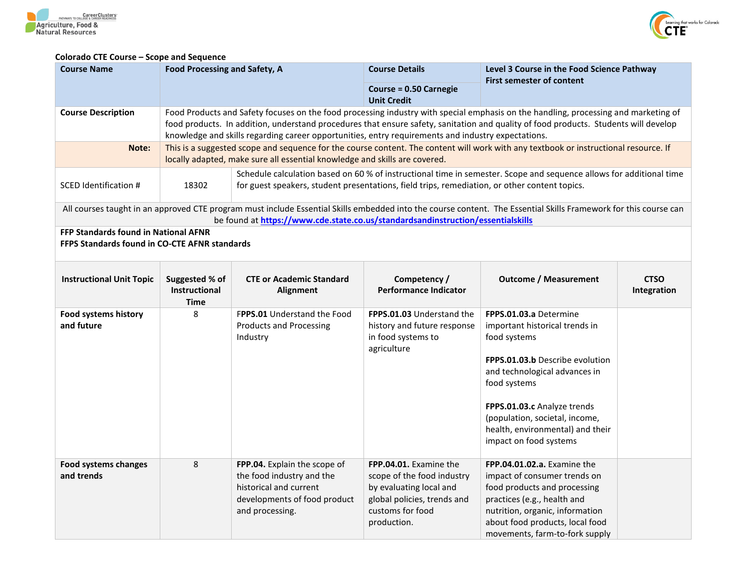**Colorado CTE Course – Scope and Sequence**

| Course Name | Food Processing and Safety, A | Course Details | Level 3 Course in the Food Science Pathway |
|---|---|---|---|
| | | Course = 0.50 Carnegie Unit Credit | First semester of content |

| | |
|---|---|
| **Course Description** | Food Products and Safety focuses on the food processing industry with special emphasis on the handling, processing and marketing of food products. In addition, understand procedures that ensure safety, sanitation and quality of food products. Students will develop knowledge and skills regarding career opportunities, entry requirements and industry expectations. |
| **Note:** | This is a suggested scope and sequence for the course content. The content will work with any textbook or instructional resource. If locally adapted, make sure all essential knowledge and skills are covered. |

| SCED Identification # | 18302 | Schedule calculation based on 60 % of instructional time in semester. Scope and sequence allows for additional time for guest speakers, student presentations, field trips, remediation, or other content topics. |
|---|---|---|

All courses taught in an approved CTE program must include Essential Skills embedded into the course content. The Essential Skills Framework for this course can be found at https://www.cde.state.co.us/standardsandinstruction/essentialskills

**FFP Standards found in National AFNR**
**FFPS Standards found in CO-CTE AFNR standards**

| Instructional Unit Topic | Suggested % of Instructional Time | CTE or Academic Standard Alignment | Competency / Performance Indicator | Outcome / Measurement | CTSO Integration |
|---|---|---|---|---|---|
| **Food systems history and future** | 8 | F**PPS.01** Understand the Food Products and Processing Industry | **FPPS.01.03** Understand the history and future response in food systems to agriculture | **FPPS.01.03.a** Determine important historical trends in food systems<br><br>**FPPS.01.03.b** Describe evolution and technological advances in food systems<br><br>**FPPS.01.03.c** Analyze trends (population, societal, income, health, environmental) and their impact on food systems | |
| **Food systems changes and trends** | 8 | **FPP.04.** Explain the scope of the food industry and the historical and current developments of food product and processing. | **FPP.04.01.** Examine the scope of the food industry by evaluating local and global policies, trends and customs for food production. | **FPP.04.01.02.a.** Examine the impact of consumer trends on food products and processing practices (e.g., health and nutrition, organic, information about food products, local food movements, farm-to-fork supply | |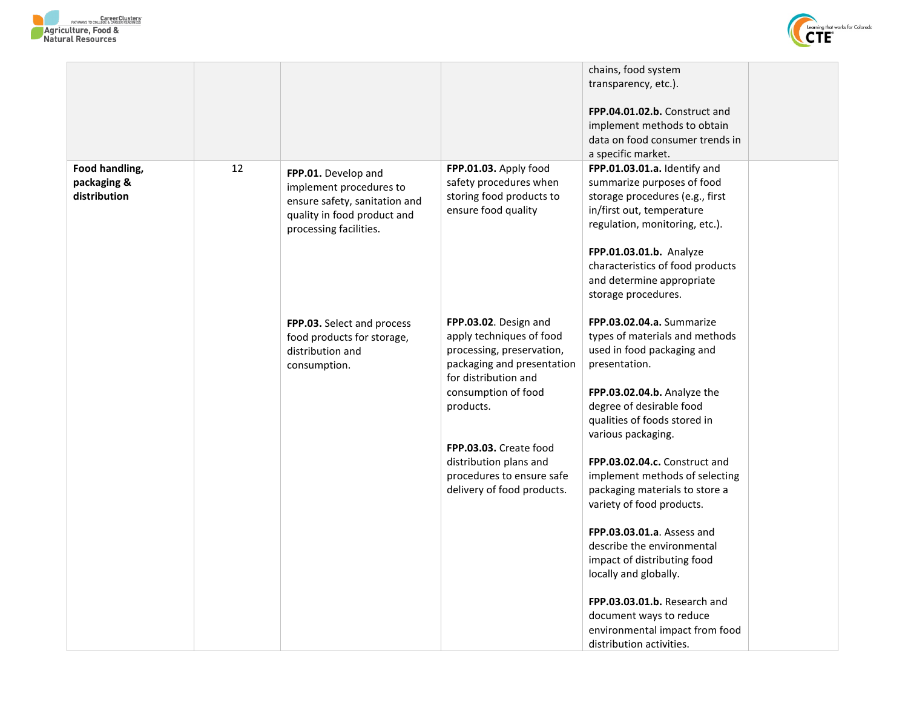| | | | | | |
|---|---|---|---|---|---|
| | | | | chains, food system transparency, etc.).<br><br>**FPP.04.01.02.b.** Construct and implement methods to obtain data on food consumer trends in a specific market. | |
| **Food handling, packaging & distribution** | 12 | **FPP.01.** Develop and implement procedures to ensure safety, sanitation and quality in food product and processing facilities. | **FPP.01.03.** Apply food safety procedures when storing food products to ensure food quality | **FPP.01.03.01.a.** Identify and summarize purposes of food storage procedures (e.g., first in/first out, temperature regulation, monitoring, etc.).<br><br>**FPP.01.03.01.b.** Analyze characteristics of food products and determine appropriate storage procedures. | |
| | | **FPP.03.** Select and process food products for storage, distribution and consumption. | **FPP.03.02**. Design and apply techniques of food processing, preservation, packaging and presentation for distribution and consumption of food products.<br><br>**FPP.03.03.** Create food distribution plans and procedures to ensure safe delivery of food products. | **FPP.03.02.04.a.** Summarize types of materials and methods used in food packaging and presentation.<br><br>**FPP.03.02.04.b.** Analyze the degree of desirable food qualities of foods stored in various packaging.<br><br>**FPP.03.02.04.c.** Construct and implement methods of selecting packaging materials to store a variety of food products.<br><br>**FPP.03.03.01.a**. Assess and describe the environmental impact of distributing food locally and globally.<br><br>**FPP.03.03.01.b.** Research and document ways to reduce environmental impact from food distribution activities. | |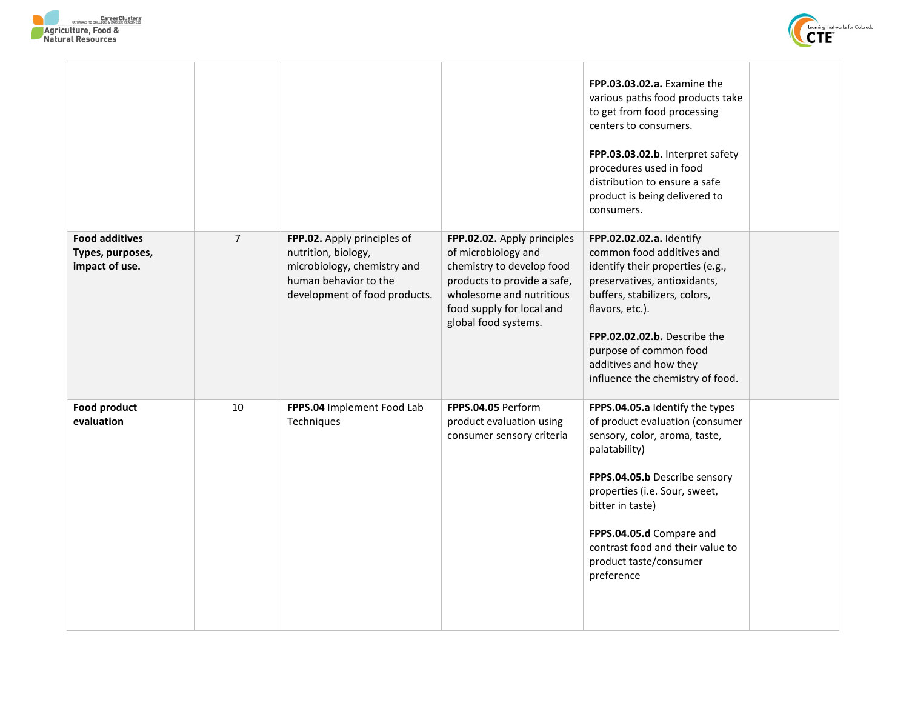| | | | | | |
|---|---|---|---|---|---|
| | | | | **FPP.03.03.02.a.** Examine the various paths food products take to get from food processing centers to consumers.<br><br>**FPP.03.03.02.b**. Interpret safety procedures used in food distribution to ensure a safe product is being delivered to consumers. | |
| **Food additives Types, purposes, impact of use.** | 7 | **FPP.02.** Apply principles of nutrition, biology, microbiology, chemistry and human behavior to the development of food products. | **FPP.02.02.** Apply principles of microbiology and chemistry to develop food products to provide a safe, wholesome and nutritious food supply for local and global food systems. | **FPP.02.02.a.** Identify common food additives and identify their properties (e.g., preservatives, antioxidants, buffers, stabilizers, colors, flavors, etc.).<br><br>**FPP.02.02.b.** Describe the purpose of common food additives and how they influence the chemistry of food. | |
| **Food product evaluation** | 10 | **FPPS.04** Implement Food Lab Techniques | **FPPS.04.05** Perform product evaluation using consumer sensory criteria | **FPPS.04.05.a** Identify the types of product evaluation (consumer sensory, color, aroma, taste, palatability)<br><br>**FPPS.04.05.b** Describe sensory properties (i.e. Sour, sweet, bitter in taste)<br><br>**FPPS.04.05.d** Compare and contrast food and their value to product taste/consumer preference | |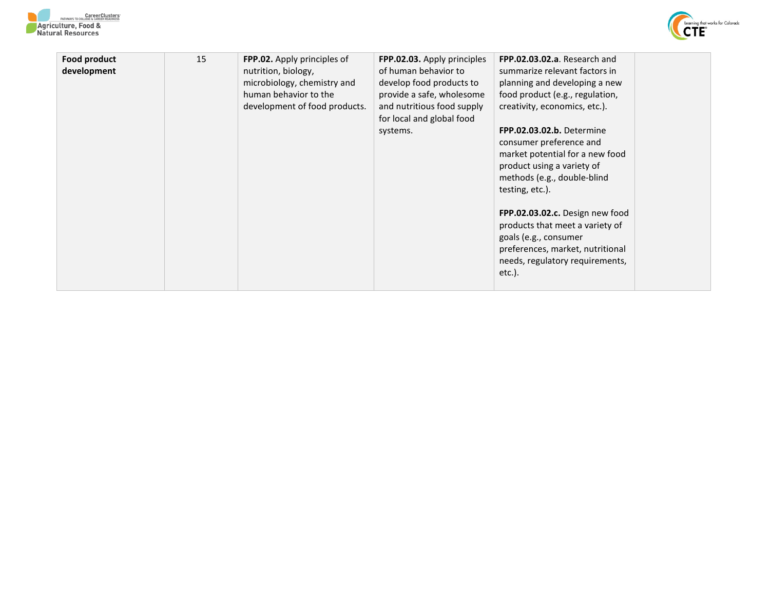| **Food product development** | 15 | **FPP.02.** Apply principles of nutrition, biology, microbiology, chemistry and human behavior to the development of food products. | **FPP.02.03.** Apply principles of human behavior to develop food products to provide a safe, wholesome and nutritious food supply for local and global food systems. | **FPP.02.03.02.a**. Research and summarize relevant factors in planning and developing a new food product (e.g., regulation, creativity, economics, etc.).<br><br>**FPP.02.03.02.b.** Determine consumer preference and market potential for a new food product using a variety of methods (e.g., double-blind testing, etc.).<br><br>**FPP.02.03.02.c.** Design new food products that meet a variety of goals (e.g., consumer preferences, market, nutritional needs, regulatory requirements, etc.). | |
|---|---|---|---|---|---|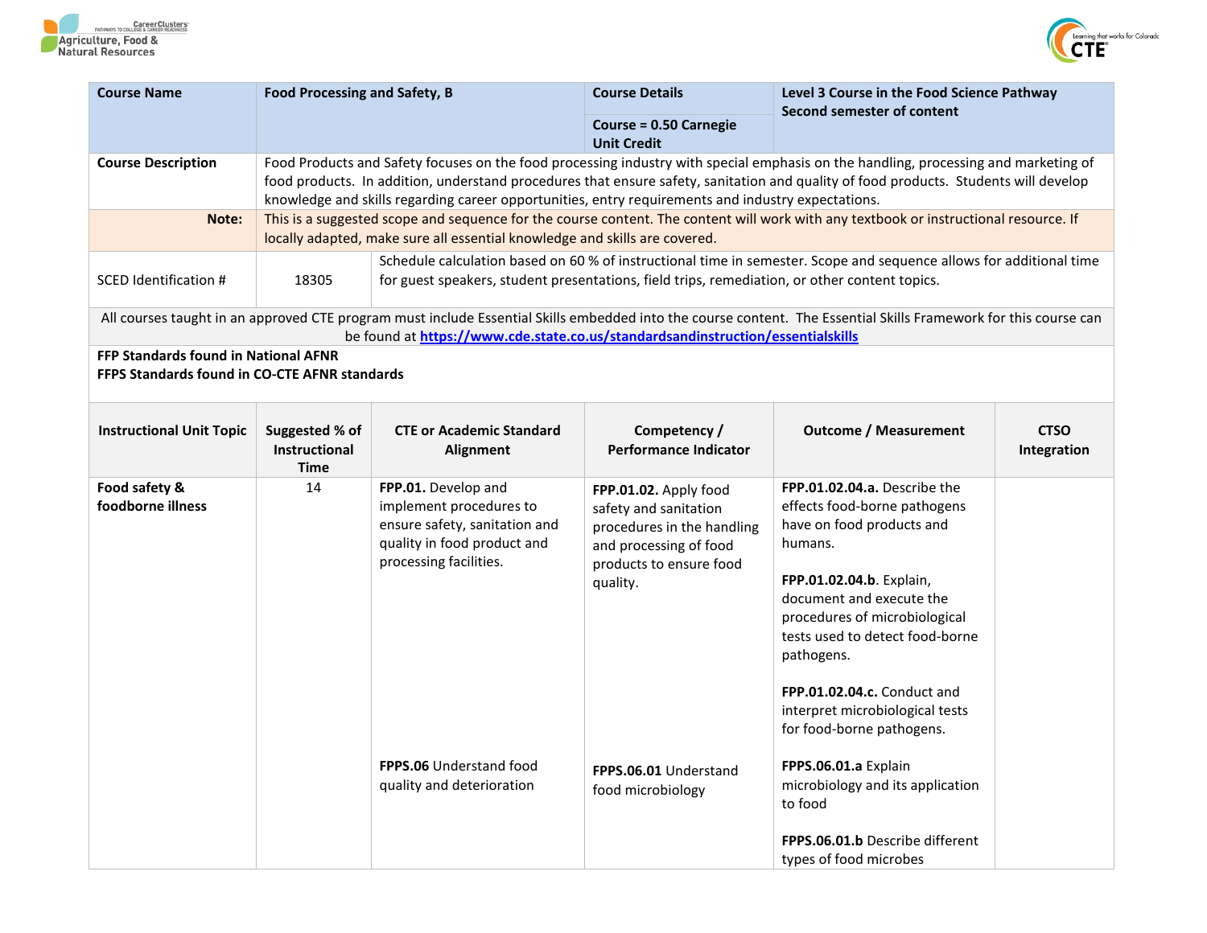| Course Name | Food Processing and Safety, B | Course Details | Level 3 Course in the Food Science Pathway<br>Second semester of content |
|---|---|---|---|
| | | Course = 0.50 Carnegie Unit Credit | |
| **Course Description** | Food Products and Safety focuses on the food processing industry with special emphasis on the handling, processing and marketing of food products. In addition, understand procedures that ensure safety, sanitation and quality of food products. Students will develop knowledge and skills regarding career opportunities, entry requirements and industry expectations. | | |
| **Note:** | This is a suggested scope and sequence for the course content. The content will work with any textbook or instructional resource. If locally adapted, make sure all essential knowledge and skills are covered. | | |
| SCED Identification # | 18305 | Schedule calculation based on 60 % of instructional time in semester. Scope and sequence allows for additional time for guest speakers, student presentations, field trips, remediation, or other content topics. | |

All courses taught in an approved CTE program must include Essential Skills embedded into the course content. The Essential Skills Framework for this course can be found at https://www.cde.state.co.us/standardsandinstruction/essentialskills

**FFP Standards found in National AFNR**
**FFPS Standards found in CO-CTE AFNR standards**

| Instructional Unit Topic | Suggested % of Instructional Time | CTE or Academic Standard Alignment | Competency / Performance Indicator | Outcome / Measurement | CTSO Integration |
|---|---|---|---|---|---|
| **Food safety & foodborne illness** | 14 | **FPP.01.** Develop and implement procedures to ensure safety, sanitation and quality in food product and processing facilities. | **FPP.01.02.** Apply food safety and sanitation procedures in the handling and processing of food products to ensure food quality. | **FPP.01.02.04.a.** Describe the effects food-borne pathogens have on food products and humans.<br><br>**FPP.01.02.04.b**. Explain, document and execute the procedures of microbiological tests used to detect food-borne pathogens.<br><br>**FPP.01.02.04.c.** Conduct and interpret microbiological tests for food-borne pathogens. | |
| | | **FPPS.06** Understand food quality and deterioration | **FPPS.06.01** Understand food microbiology | **FPPS.06.01.a** Explain microbiology and its application to food<br><br>**FPPS.06.01.b** Describe different types of food microbes | |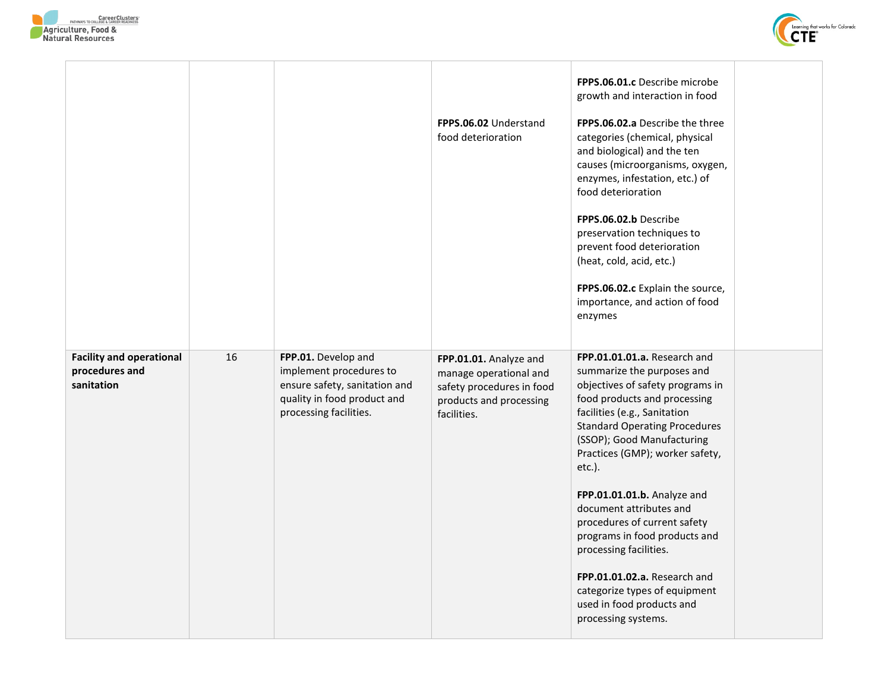| | | | | | |
|---|---|---|---|---|---|
| | | | | **FPPS.06.01.c** Describe microbe growth and interaction in food | |
| | | | **FPPS.06.02** Understand food deterioration | **FPPS.06.02.a** Describe the three categories (chemical, physical and biological) and the ten causes (microorganisms, oxygen, enzymes, infestation, etc.) of food deterioration<br><br>**FPPS.06.02.b** Describe preservation techniques to prevent food deterioration (heat, cold, acid, etc.)<br><br>**FPPS.06.02.c** Explain the source, importance, and action of food enzymes | |
| **Facility and operational procedures and sanitation** | 16 | **FPP.01.** Develop and implement procedures to ensure safety, sanitation and quality in food product and processing facilities. | **FPP.01.01.** Analyze and manage operational and safety procedures in food products and processing facilities. | **FPP.01.01.01.a.** Research and summarize the purposes and objectives of safety programs in food products and processing facilities (e.g., Sanitation Standard Operating Procedures (SSOP); Good Manufacturing Practices (GMP); worker safety, etc.).<br><br>**FPP.01.01.01.b.** Analyze and document attributes and procedures of current safety programs in food products and processing facilities.<br><br>**FPP.01.01.02.a.** Research and categorize types of equipment used in food products and processing systems. | |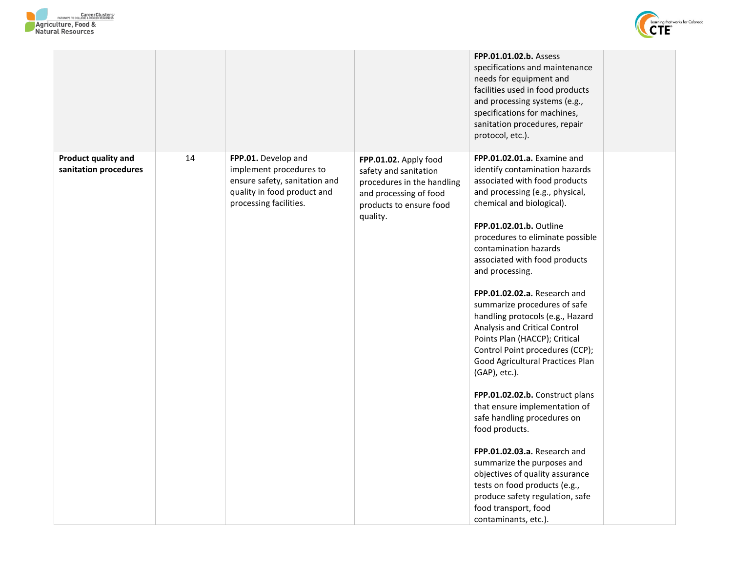| | | | | | |
|---|---|---|---|---|---|
| | | | | **FPP.01.01.02.b.** Assess specifications and maintenance needs for equipment and facilities used in food products and processing systems (e.g., specifications for machines, sanitation procedures, repair protocol, etc.). | |
| **Product quality and sanitation procedures** | 14 | **FPP.01.** Develop and implement procedures to ensure safety, sanitation and quality in food product and processing facilities. | **FPP.01.02.** Apply food safety and sanitation procedures in the handling and processing of food products to ensure food quality. | **FPP.01.02.01.a.** Examine and identify contamination hazards associated with food products and processing (e.g., physical, chemical and biological).<br><br>**FPP.01.02.01.b.** Outline procedures to eliminate possible contamination hazards associated with food products and processing.<br><br>**FPP.01.02.02.a.** Research and summarize procedures of safe handling protocols (e.g., Hazard Analysis and Critical Control Points Plan (HACCP); Critical Control Point procedures (CCP); Good Agricultural Practices Plan (GAP), etc.).<br><br>**FPP.01.02.02.b.** Construct plans that ensure implementation of safe handling procedures on food products.<br><br>**FPP.01.02.03.a.** Research and summarize the purposes and objectives of quality assurance tests on food products (e.g., produce safety regulation, safe food transport, food contaminants, etc.). | |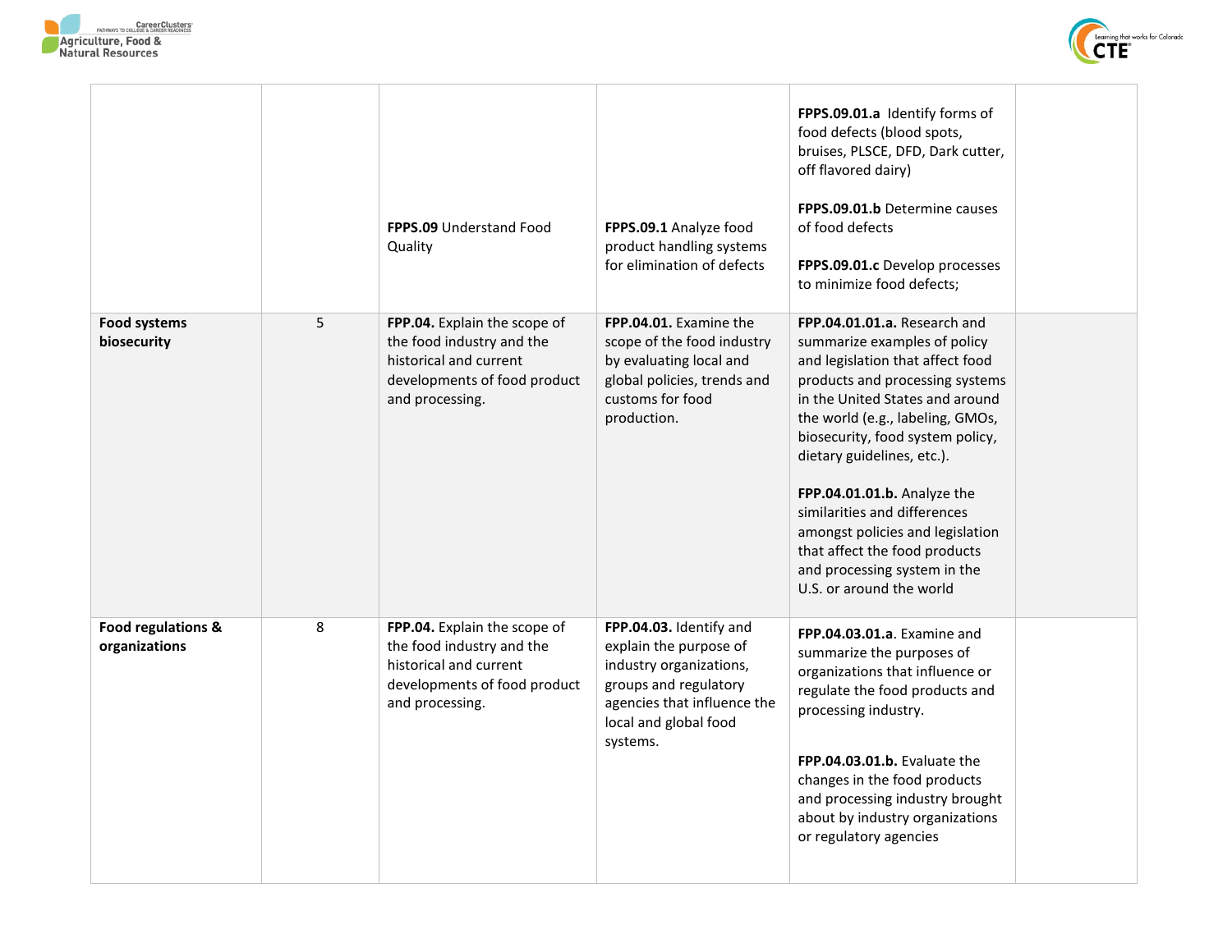| | | | | | |
|---|---|---|---|---|---|
| | | **FPPS.09** Understand Food Quality | **FPPS.09.1** Analyze food product handling systems for elimination of defects | **FPPS.09.01.a** Identify forms of food defects (blood spots, bruises, PLSCE, DFD, Dark cutter, off flavored dairy)<br><br>**FPPS.09.01.b** Determine causes of food defects<br><br>**FPPS.09.01.c** Develop processes to minimize food defects; | |
| **Food systems biosecurity** | 5 | **FPP.04.** Explain the scope of the food industry and the historical and current developments of food product and processing. | **FPP.04.01.** Examine the scope of the food industry by evaluating local and global policies, trends and customs for food production. | **FPP.04.01.01.a.** Research and summarize examples of policy and legislation that affect food products and processing systems in the United States and around the world (e.g., labeling, GMOs, biosecurity, food system policy, dietary guidelines, etc.).<br><br>**FPP.04.01.01.b.** Analyze the similarities and differences amongst policies and legislation that affect the food products and processing system in the U.S. or around the world | |
| **Food regulations & organizations** | 8 | **FPP.04.** Explain the scope of the food industry and the historical and current developments of food product and processing. | **FPP.04.03.** Identify and explain the purpose of industry organizations, groups and regulatory agencies that influence the local and global food systems. | **FPP.04.03.01.a**. Examine and summarize the purposes of organizations that influence or regulate the food products and processing industry.<br><br>**FPP.04.03.01.b.** Evaluate the changes in the food products and processing industry brought about by industry organizations or regulatory agencies | |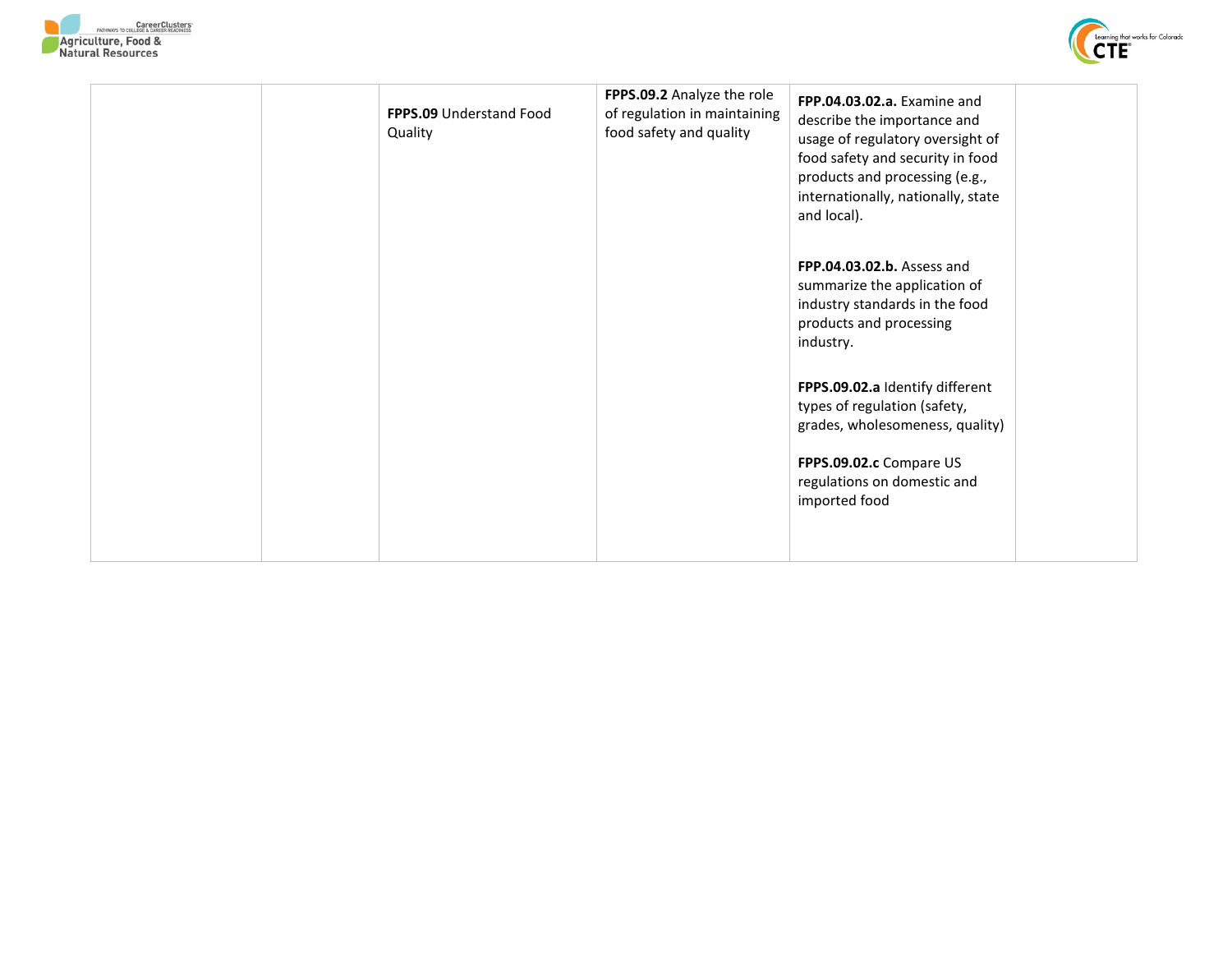| | | | | | |
|---|---|---|---|---|---|
| | | **FPPS.09** Understand Food Quality | **FPPS.09.2** Analyze the role of regulation in maintaining food safety and quality | **FPP.04.03.02.a.** Examine and describe the importance and usage of regulatory oversight of food safety and security in food products and processing (e.g., internationally, nationally, state and local).<br><br>**FPP.04.03.02.b.** Assess and summarize the application of industry standards in the food products and processing industry.<br><br>**FPPS.09.02.a** Identify different types of regulation (safety, grades, wholesomeness, quality)<br><br>**FPPS.09.02.c** Compare US regulations on domestic and imported food | |